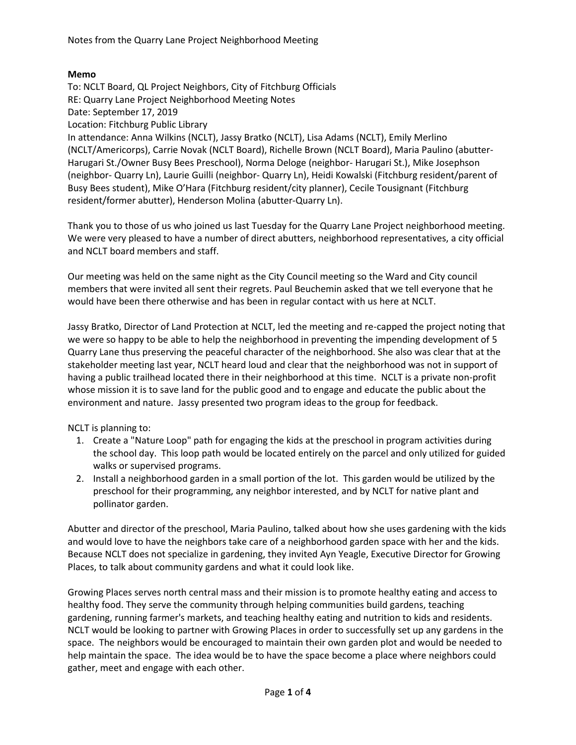Notes from the Quarry Lane Project Neighborhood Meeting

**Memo**

To: NCLT Board, QL Project Neighbors, City of Fitchburg Officials
RE: Quarry Lane Project Neighborhood Meeting Notes
Date: September 17, 2019
Location: Fitchburg Public Library
In attendance: Anna Wilkins (NCLT), Jassy Bratko (NCLT), Lisa Adams (NCLT), Emily Merlino (NCLT/Americorps), Carrie Novak (NCLT Board), Richelle Brown (NCLT Board), Maria Paulino (abutter-Harugari St./Owner Busy Bees Preschool), Norma Deloge (neighbor- Harugari St.), Mike Josephson (neighbor- Quarry Ln), Laurie Guilli (neighbor- Quarry Ln), Heidi Kowalski (Fitchburg resident/parent of Busy Bees student), Mike O'Hara (Fitchburg resident/city planner), Cecile Tousignant (Fitchburg resident/former abutter), Henderson Molina (abutter-Quarry Ln).

Thank you to those of us who joined us last Tuesday for the Quarry Lane Project neighborhood meeting. We were very pleased to have a number of direct abutters, neighborhood representatives, a city official and NCLT board members and staff.

Our meeting was held on the same night as the City Council meeting so the Ward and City council members that were invited all sent their regrets. Paul Beuchemin asked that we tell everyone that he would have been there otherwise and has been in regular contact with us here at NCLT.

Jassy Bratko, Director of Land Protection at NCLT, led the meeting and re-capped the project noting that we were so happy to be able to help the neighborhood in preventing the impending development of 5 Quarry Lane thus preserving the peaceful character of the neighborhood. She also was clear that at the stakeholder meeting last year, NCLT heard loud and clear that the neighborhood was not in support of having a public trailhead located there in their neighborhood at this time. NCLT is a private non-profit whose mission it is to save land for the public good and to engage and educate the public about the environment and nature. Jassy presented two program ideas to the group for feedback.

NCLT is planning to:

1. Create a "Nature Loop" path for engaging the kids at the preschool in program activities during the school day. This loop path would be located entirely on the parcel and only utilized for guided walks or supervised programs.
2. Install a neighborhood garden in a small portion of the lot. This garden would be utilized by the preschool for their programming, any neighbor interested, and by NCLT for native plant and pollinator garden.

Abutter and director of the preschool, Maria Paulino, talked about how she uses gardening with the kids and would love to have the neighbors take care of a neighborhood garden space with her and the kids. Because NCLT does not specialize in gardening, they invited Ayn Yeagle, Executive Director for Growing Places, to talk about community gardens and what it could look like.

Growing Places serves north central mass and their mission is to promote healthy eating and access to healthy food. They serve the community through helping communities build gardens, teaching gardening, running farmer's markets, and teaching healthy eating and nutrition to kids and residents. NCLT would be looking to partner with Growing Places in order to successfully set up any gardens in the space. The neighbors would be encouraged to maintain their own garden plot and would be needed to help maintain the space. The idea would be to have the space become a place where neighbors could gather, meet and engage with each other.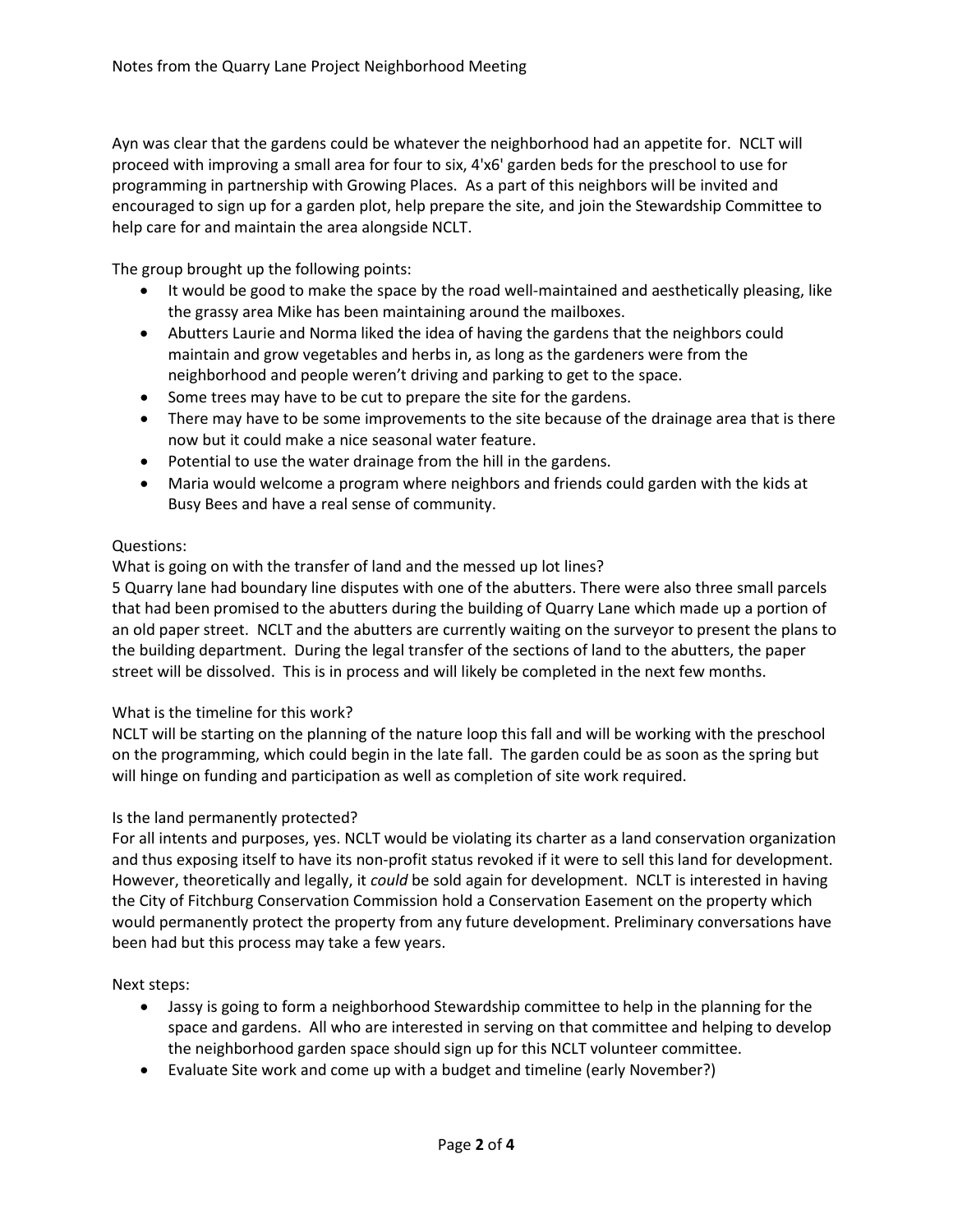Ayn was clear that the gardens could be whatever the neighborhood had an appetite for. NCLT will proceed with improving a small area for four to six, 4'x6' garden beds for the preschool to use for programming in partnership with Growing Places. As a part of this neighbors will be invited and encouraged to sign up for a garden plot, help prepare the site, and join the Stewardship Committee to help care for and maintain the area alongside NCLT.

The group brought up the following points:

- It would be good to make the space by the road well-maintained and aesthetically pleasing, like the grassy area Mike has been maintaining around the mailboxes.
- Abutters Laurie and Norma liked the idea of having the gardens that the neighbors could maintain and grow vegetables and herbs in, as long as the gardeners were from the neighborhood and people weren't driving and parking to get to the space.
- Some trees may have to be cut to prepare the site for the gardens.
- There may have to be some improvements to the site because of the drainage area that is there now but it could make a nice seasonal water feature.
- Potential to use the water drainage from the hill in the gardens.
- Maria would welcome a program where neighbors and friends could garden with the kids at Busy Bees and have a real sense of community.

Questions:

What is going on with the transfer of land and the messed up lot lines?
5 Quarry lane had boundary line disputes with one of the abutters. There were also three small parcels that had been promised to the abutters during the building of Quarry Lane which made up a portion of an old paper street. NCLT and the abutters are currently waiting on the surveyor to present the plans to the building department. During the legal transfer of the sections of land to the abutters, the paper street will be dissolved. This is in process and will likely be completed in the next few months.

What is the timeline for this work?
NCLT will be starting on the planning of the nature loop this fall and will be working with the preschool on the programming, which could begin in the late fall. The garden could be as soon as the spring but will hinge on funding and participation as well as completion of site work required.

Is the land permanently protected?
For all intents and purposes, yes. NCLT would be violating its charter as a land conservation organization and thus exposing itself to have its non-profit status revoked if it were to sell this land for development. However, theoretically and legally, it *could* be sold again for development. NCLT is interested in having the City of Fitchburg Conservation Commission hold a Conservation Easement on the property which would permanently protect the property from any future development. Preliminary conversations have been had but this process may take a few years.

Next steps:

- Jassy is going to form a neighborhood Stewardship committee to help in the planning for the space and gardens. All who are interested in serving on that committee and helping to develop the neighborhood garden space should sign up for this NCLT volunteer committee.
- Evaluate Site work and come up with a budget and timeline (early November?)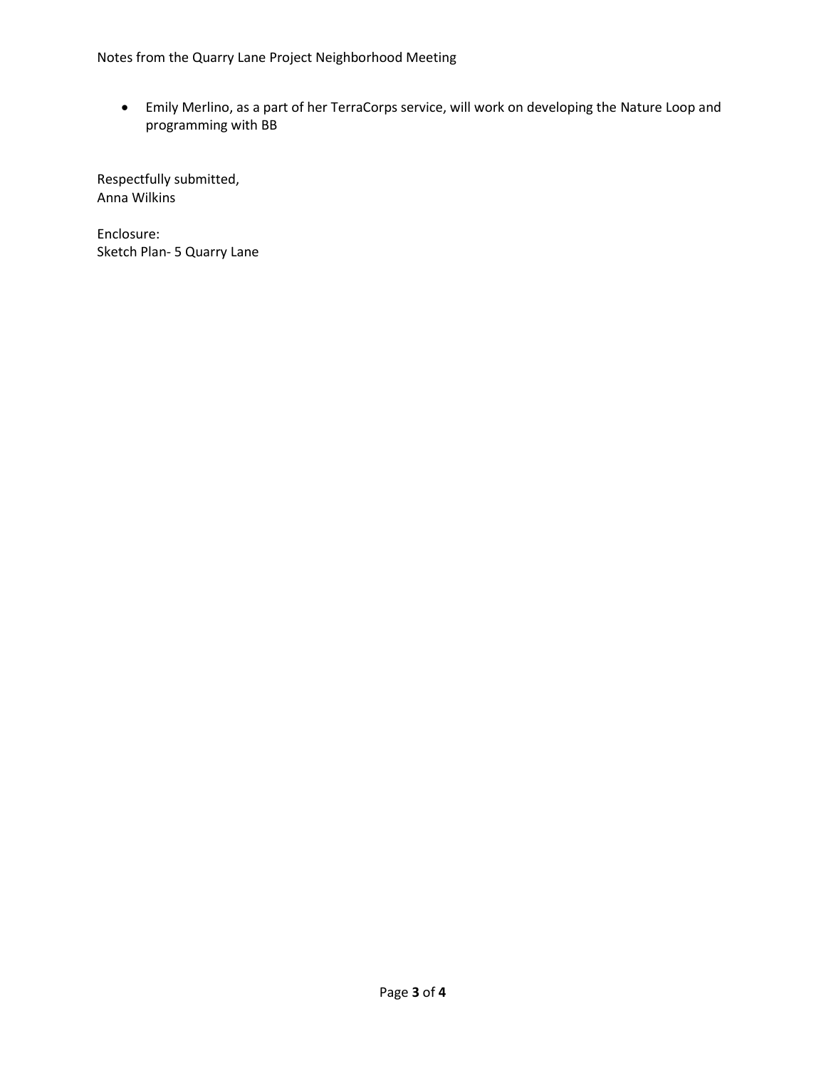- Emily Merlino, as a part of her TerraCorps service, will work on developing the Nature Loop and programming with BB

Respectfully submitted,
Anna Wilkins

Enclosure:
Sketch Plan- 5 Quarry Lane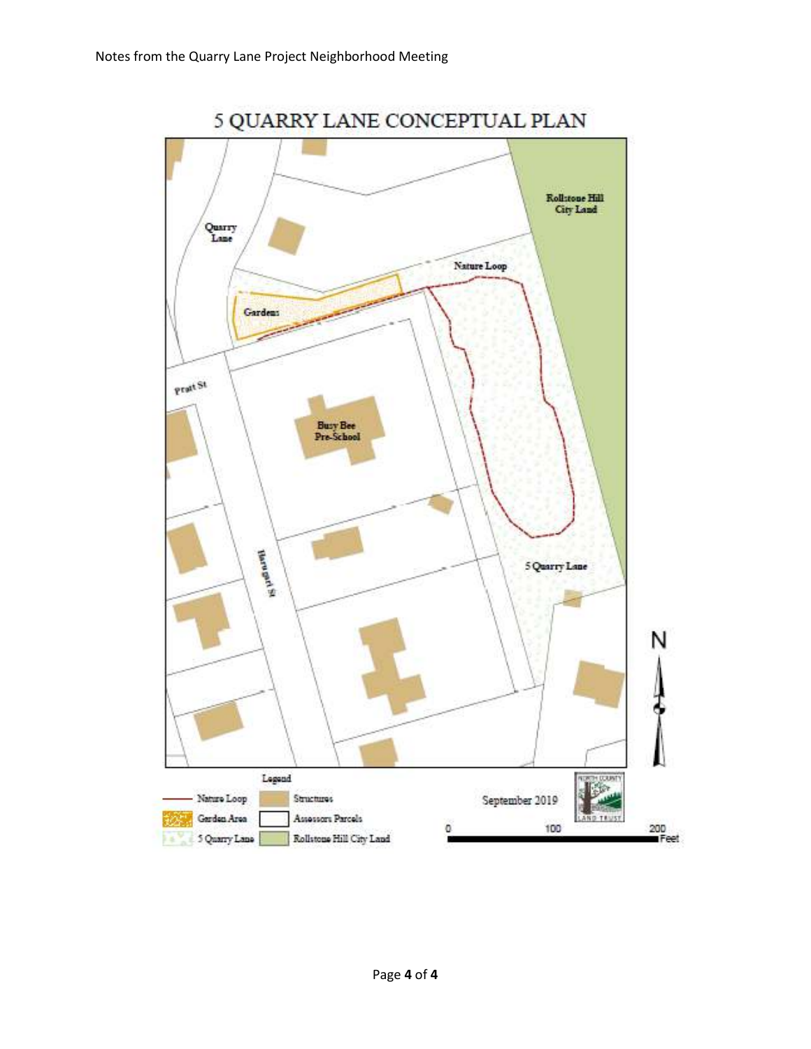Notes from the Quarry Lane Project Neighborhood Meeting

# 5 QUARRY LANE CONCEPTUAL PLAN

Rollstone Hill City Land

Quarry Lane

Nature Loop

Gardens

Pratt St

Busy Bee Pre-School

Harvard St

5 Quarry Lane

N

Legend

Nature Loop

Garden Area

5 Quarry Lane

Structures

Assessors Parcels

Rollstone Hill City Land

September 2019

NORTH COUNTY LAND TRUST

0

100

200

Feet